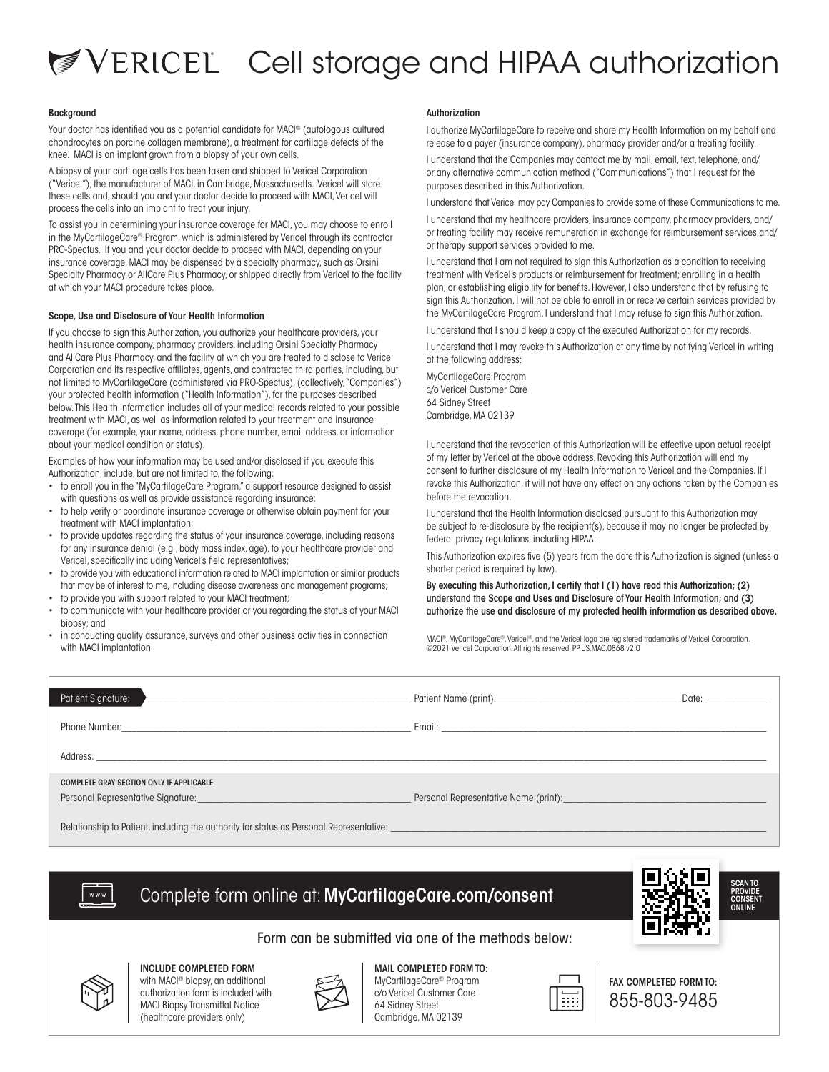# VERICEL Cell storage and HIPAA authorization

**Background**

Your doctor has identified you as a potential candidate for MACI® (autologous cultured chondrocytes on porcine collagen membrane), a treatment for cartilage defects of the knee. MACI is an implant grown from a biopsy of your own cells.

A biopsy of your cartilage cells has been taken and shipped to Vericel Corporation ("Vericel"), the manufacturer of MACI, in Cambridge, Massachusetts. Vericel will store these cells and, should you and your doctor decide to proceed with MACI, Vericel will process the cells into an implant to treat your injury.

To assist you in determining your insurance coverage for MACI, you may choose to enroll in the MyCartilageCare® Program, which is administered by Vericel through its contractor PRO-Spectus. If you and your doctor decide to proceed with MACI, depending on your insurance coverage, MACI may be dispensed by a specialty pharmacy, such as Orsini Specialty Pharmacy or AllCare Plus Pharmacy, or shipped directly from Vericel to the facility at which your MACI procedure takes place.

**Scope, Use and Disclosure of Your Health Information**

If you choose to sign this Authorization, you authorize your healthcare providers, your health insurance company, pharmacy providers, including Orsini Specialty Pharmacy and AllCare Plus Pharmacy, and the facility at which you are treated to disclose to Vericel Corporation and its respective affiliates, agents, and contracted third parties, including, but not limited to MyCartilageCare (administered via PRO-Spectus), (collectively, "Companies") your protected health information ("Health Information"), for the purposes described below. This Health Information includes all of your medical records related to your possible treatment with MACI, as well as information related to your treatment and insurance coverage (for example, your name, address, phone number, email address, or information about your medical condition or status).

Examples of how your information may be used and/or disclosed if you execute this Authorization, include, but are not limited to, the following:

- to enroll you in the "MyCartilageCare Program," a support resource designed to assist with questions as well as provide assistance regarding insurance;
- to help verify or coordinate insurance coverage or otherwise obtain payment for your treatment with MACI implantation;
- to provide updates regarding the status of your insurance coverage, including reasons for any insurance denial (e.g., body mass index, age), to your healthcare provider and Vericel, specifically including Vericel's field representatives;
- to provide you with educational information related to MACI implantation or similar products that may be of interest to me, including disease awareness and management programs;
- to provide you with support related to your MACI treatment;
- to communicate with your healthcare provider or you regarding the status of your MACI biopsy; and
- in conducting quality assurance, surveys and other business activities in connection with MACI implantation

**Authorization**

I authorize MyCartilageCare to receive and share my Health Information on my behalf and release to a payer (insurance company), pharmacy provider and/or a treating facility.

I understand that the Companies may contact me by mail, email, text, telephone, and/or any alternative communication method ("Communications") that I request for the purposes described in this Authorization.

I understand that Vericel may pay Companies to provide some of these Communications to me.

I understand that my healthcare providers, insurance company, pharmacy providers, and/or treating facility may receive remuneration in exchange for reimbursement services and/or therapy support services provided to me.

I understand that I am not required to sign this Authorization as a condition to receiving treatment with Vericel's products or reimbursement for treatment; enrolling in a health plan; or establishing eligibility for benefits. However, I also understand that by refusing to sign this Authorization, I will not be able to enroll in or receive certain services provided by the MyCartilageCare Program. I understand that I may refuse to sign this Authorization.

I understand that I should keep a copy of the executed Authorization for my records.

I understand that I may revoke this Authorization at any time by notifying Vericel in writing at the following address:

MyCartilageCare Program
c/o Vericel Customer Care
64 Sidney Street
Cambridge, MA 02139

I understand that the revocation of this Authorization will be effective upon actual receipt of my letter by Vericel at the above address. Revoking this Authorization will end my consent to further disclosure of my Health Information to Vericel and the Companies. If I revoke this Authorization, it will not have any effect on any actions taken by the Companies before the revocation.

I understand that the Health Information disclosed pursuant to this Authorization may be subject to re-disclosure by the recipient(s), because it may no longer be protected by federal privacy regulations, including HIPAA.

This Authorization expires five (5) years from the date this Authorization is signed (unless a shorter period is required by law).

**By executing this Authorization, I certify that I (1) have read this Authorization; (2) understand the Scope and Uses and Disclosure of Your Health Information; and (3) authorize the use and disclosure of my protected health information as described above.**

MACI®, MyCartilageCare®, Vericel®, and the Vericel logo are registered trademarks of Vericel Corporation. ©2021 Vericel Corporation. All rights reserved. PP.US.MAC.0868 v2.0

Patient Signature: ______________________ Patient Name (print): ______________________ Date: __________

Phone Number: ______________________ Email: ______________________

Address: ______________________

**COMPLETE GRAY SECTION ONLY IF APPLICABLE**

Personal Representative Signature: ______________________ Personal Representative Name (print): ______________________

Relationship to Patient, including the authority for status as Personal Representative: ______________________

## Complete form online at: **MyCartilageCare.com/consent**

**SCAN TO PROVIDE CONSENT ONLINE**

Form can be submitted via one of the methods below:

**INCLUDE COMPLETED FORM** with MACI® biopsy, an additional authorization form is included with MACI Biopsy Transmittal Notice (healthcare providers only)

**MAIL COMPLETED FORM TO:**
MyCartilageCare® Program
c/o Vericel Customer Care
64 Sidney Street
Cambridge, MA 02139

**FAX COMPLETED FORM TO:**
855-803-9485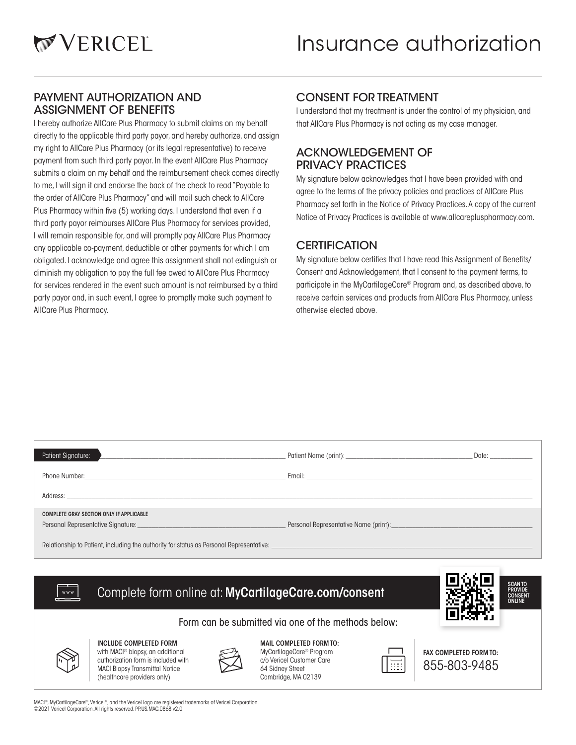# Insurance authorization

## PAYMENT AUTHORIZATION AND ASSIGNMENT OF BENEFITS

I hereby authorize AllCare Plus Pharmacy to submit claims on my behalf directly to the applicable third party payor, and hereby authorize, and assign my right to AllCare Plus Pharmacy (or its legal representative) to receive payment from such third party payor. In the event AllCare Plus Pharmacy submits a claim on my behalf and the reimbursement check comes directly to me, I will sign it and endorse the back of the check to read "Payable to the order of AllCare Plus Pharmacy" and will mail such check to AllCare Plus Pharmacy within five (5) working days. I understand that even if a third party payor reimburses AllCare Plus Pharmacy for services provided, I will remain responsible for, and will promptly pay AllCare Plus Pharmacy any applicable co-payment, deductible or other payments for which I am obligated. I acknowledge and agree this assignment shall not extinguish or diminish my obligation to pay the full fee owed to AllCare Plus Pharmacy for services rendered in the event such amount is not reimbursed by a third party payor and, in such event, I agree to promptly make such payment to AllCare Plus Pharmacy.

## CONSENT FOR TREATMENT

I understand that my treatment is under the control of my physician, and that AllCare Plus Pharmacy is not acting as my case manager.

## ACKNOWLEDGEMENT OF PRIVACY PRACTICES

My signature below acknowledges that I have been provided with and agree to the terms of the privacy policies and practices of AllCare Plus Pharmacy set forth in the Notice of Privacy Practices. A copy of the current Notice of Privacy Practices is available at www.allcarepluspharmacy.com.

## CERTIFICATION

My signature below certifies that I have read this Assignment of Benefits/ Consent and Acknowledgement, that I consent to the payment terms, to participate in the MyCartilageCare® Program and, as described above, to receive certain services and products from AllCare Plus Pharmacy, unless otherwise elected above.

Patient Signature: ____________________ Patient Name (print): ____________________ Date: __________

Phone Number: ____________________ Email: ____________________

Address: ____________________

**COMPLETE GRAY SECTION ONLY IF APPLICABLE**

Personal Representative Signature: ____________________ Personal Representative Name (print): ____________________

Relationship to Patient, including the authority for status as Personal Representative: ____________________

Complete form online at: **MyCartilageCare.com/consent**

SCAN TO PROVIDE CONSENT ONLINE

Form can be submitted via one of the methods below:

**INCLUDE COMPLETED FORM** with MACI® biopsy, an additional authorization form is included with MACI Biopsy Transmittal Notice (healthcare providers only)

**MAIL COMPLETED FORM TO:**
MyCartilageCare® Program
c/o Vericel Customer Care
64 Sidney Street
Cambridge, MA 02139

**FAX COMPLETED FORM TO:**
855-803-9485

MACI®, MyCartilageCare®, Vericel®, and the Vericel logo are registered trademarks of Vericel Corporation.
©2021 Vericel Corporation. All rights reserved. PP.US.MAC.0868 v2.0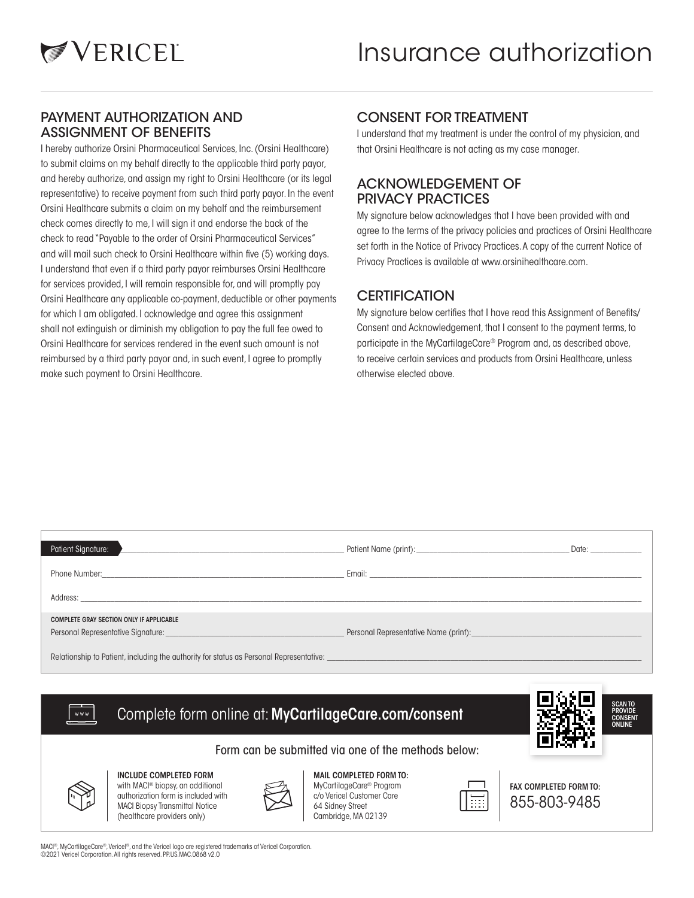# Insurance authorization

## PAYMENT AUTHORIZATION AND ASSIGNMENT OF BENEFITS

I hereby authorize Orsini Pharmaceutical Services, Inc. (Orsini Healthcare) to submit claims on my behalf directly to the applicable third party payor, and hereby authorize, and assign my right to Orsini Healthcare (or its legal representative) to receive payment from such third party payor. In the event Orsini Healthcare submits a claim on my behalf and the reimbursement check comes directly to me, I will sign it and endorse the back of the check to read "Payable to the order of Orsini Pharmaceutical Services" and will mail such check to Orsini Healthcare within five (5) working days. I understand that even if a third party payor reimburses Orsini Healthcare for services provided, I will remain responsible for, and will promptly pay Orsini Healthcare any applicable co-payment, deductible or other payments for which I am obligated. I acknowledge and agree this assignment shall not extinguish or diminish my obligation to pay the full fee owed to Orsini Healthcare for services rendered in the event such amount is not reimbursed by a third party payor and, in such event, I agree to promptly make such payment to Orsini Healthcare.

## CONSENT FOR TREATMENT

I understand that my treatment is under the control of my physician, and that Orsini Healthcare is not acting as my case manager.

## ACKNOWLEDGEMENT OF PRIVACY PRACTICES

My signature below acknowledges that I have been provided with and agree to the terms of the privacy policies and practices of Orsini Healthcare set forth in the Notice of Privacy Practices. A copy of the current Notice of Privacy Practices is available at www.orsinihealthcare.com.

## CERTIFICATION

My signature below certifies that I have read this Assignment of Benefits/ Consent and Acknowledgement, that I consent to the payment terms, to participate in the MyCartilageCare® Program and, as described above, to receive certain services and products from Orsini Healthcare, unless otherwise elected above.

Patient Signature: ____________________ Patient Name (print): ____________________ Date: __________

Phone Number: ____________________ Email: ____________________

Address: ____________________

**COMPLETE GRAY SECTION ONLY IF APPLICABLE**

Personal Representative Signature: ____________________ Personal Representative Name (print): ____________________

Relationship to Patient, including the authority for status as Personal Representative: ____________________

Complete form online at: **MyCartilageCare.com/consent**

SCAN TO PROVIDE CONSENT ONLINE

Form can be submitted via one of the methods below:

**INCLUDE COMPLETED FORM** with MACI® biopsy, an additional authorization form is included with MACI Biopsy Transmittal Notice (healthcare providers only)

**MAIL COMPLETED FORM TO:**
MyCartilageCare® Program
c/o Vericel Customer Care
64 Sidney Street
Cambridge, MA 02139

**FAX COMPLETED FORM TO:**
855-803-9485

MACI®, MyCartilageCare®, Vericel®, and the Vericel logo are registered trademarks of Vericel Corporation.
©2021 Vericel Corporation. All rights reserved. PP.US.MAC.0868 v2.0